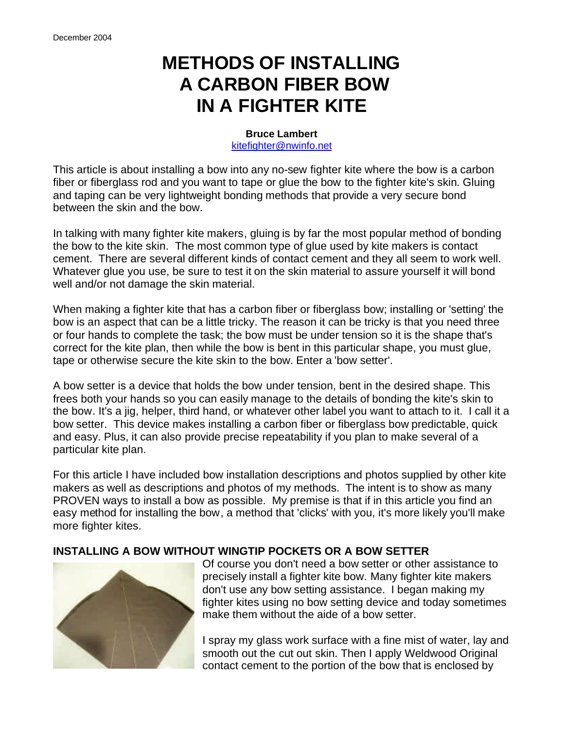December 2004

# METHODS OF INSTALLING A CARBON FIBER BOW IN A FIGHTER KITE

**Bruce Lambert**
kitefighter@nwinfo.net

This article is about installing a bow into any no-sew fighter kite where the bow is a carbon fiber or fiberglass rod and you want to tape or glue the bow to the fighter kite's skin. Gluing and taping can be very lightweight bonding methods that provide a very secure bond between the skin and the bow.

In talking with many fighter kite makers, gluing is by far the most popular method of bonding the bow to the kite skin. The most common type of glue used by kite makers is contact cement. There are several different kinds of contact cement and they all seem to work well. Whatever glue you use, be sure to test it on the skin material to assure yourself it will bond well and/or not damage the skin material.

When making a fighter kite that has a carbon fiber or fiberglass bow; installing or 'setting' the bow is an aspect that can be a little tricky. The reason it can be tricky is that you need three or four hands to complete the task; the bow must be under tension so it is the shape that's correct for the kite plan, then while the bow is bent in this particular shape, you must glue, tape or otherwise secure the kite skin to the bow. Enter a 'bow setter'.

A bow setter is a device that holds the bow under tension, bent in the desired shape. This frees both your hands so you can easily manage to the details of bonding the kite's skin to the bow. It's a jig, helper, third hand, or whatever other label you want to attach to it. I call it a bow setter. This device makes installing a carbon fiber or fiberglass bow predictable, quick and easy. Plus, it can also provide precise repeatability if you plan to make several of a particular kite plan.

For this article I have included bow installation descriptions and photos supplied by other kite makers as well as descriptions and photos of my methods. The intent is to show as many PROVEN ways to install a bow as possible. My premise is that if in this article you find an easy method for installing the bow, a method that 'clicks' with you, it's more likely you'll make more fighter kites.

## INSTALLING A BOW WITHOUT WINGTIP POCKETS OR A BOW SETTER

Of course you don't need a bow setter or other assistance to precisely install a fighter kite bow. Many fighter kite makers don't use any bow setting assistance. I began making my fighter kites using no bow setting device and today sometimes make them without the aide of a bow setter.

I spray my glass work surface with a fine mist of water, lay and smooth out the cut out skin. Then I apply Weldwood Original contact cement to the portion of the bow that is enclosed by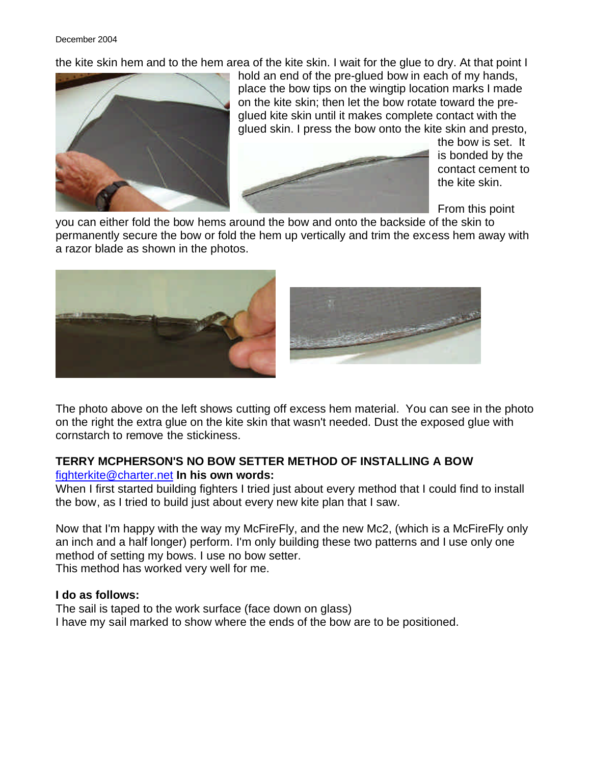the kite skin hem and to the hem area of the kite skin. I wait for the glue to dry. At that point I hold an end of the pre-glued bow in each of my hands, place the bow tips on the wingtip location marks I made on the kite skin; then let the bow rotate toward the pre-glued kite skin until it makes complete contact with the glued skin. I press the bow onto the kite skin and presto, the bow is set. It is bonded by the contact cement to the kite skin.

From this point you can either fold the bow hems around the bow and onto the backside of the skin to permanently secure the bow or fold the hem up vertically and trim the excess hem away with a razor blade as shown in the photos.

The photo above on the left shows cutting off excess hem material. You can see in the photo on the right the extra glue on the kite skin that wasn't needed. Dust the exposed glue with cornstarch to remove the stickiness.

### TERRY MCPHERSON'S NO BOW SETTER METHOD OF INSTALLING A BOW

fighterkite@charter.net **In his own words:**

When I first started building fighters I tried just about every method that I could find to install the bow, as I tried to build just about every new kite plan that I saw.

Now that I'm happy with the way my McFireFly, and the new Mc2, (which is a McFireFly only an inch and a half longer) perform. I'm only building these two patterns and I use only one method of setting my bows. I use no bow setter.
This method has worked very well for me.

**I do as follows:**

The sail is taped to the work surface (face down on glass)
I have my sail marked to show where the ends of the bow are to be positioned.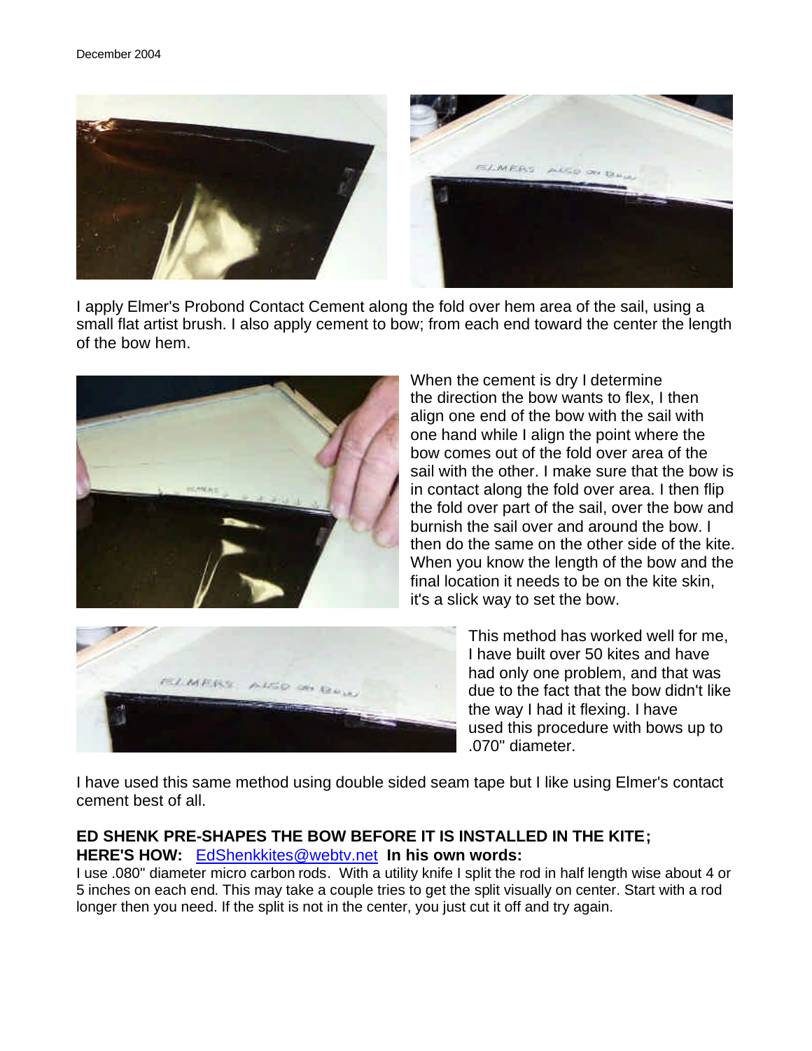I apply Elmer's Probond Contact Cement along the fold over hem area of the sail, using a small flat artist brush. I also apply cement to bow; from each end toward the center the length of the bow hem.

When the cement is dry I determine the direction the bow wants to flex, I then align one end of the bow with the sail with one hand while I align the point where the bow comes out of the fold over area of the sail with the other. I make sure that the bow is in contact along the fold over area. I then flip the fold over part of the sail, over the bow and burnish the sail over and around the bow. I then do the same on the other side of the kite. When you know the length of the bow and the final location it needs to be on the kite skin, it's a slick way to set the bow.

This method has worked well for me, I have built over 50 kites and have had only one problem, and that was due to the fact that the bow didn't like the way I had it flexing. I have used this procedure with bows up to .070" diameter.

I have used this same method using double sided seam tape but I like using Elmer's contact cement best of all.

**ED SHENK PRE-SHAPES THE BOW BEFORE IT IS INSTALLED IN THE KITE;**
**HERE'S HOW:** [EdShenkkites@webtv.net](mailto:EdShenkkites@webtv.net) **In his own words:**

I use .080" diameter micro carbon rods. With a utility knife I split the rod in half length wise about 4 or 5 inches on each end. This may take a couple tries to get the split visually on center. Start with a rod longer then you need. If the split is not in the center, you just cut it off and try again.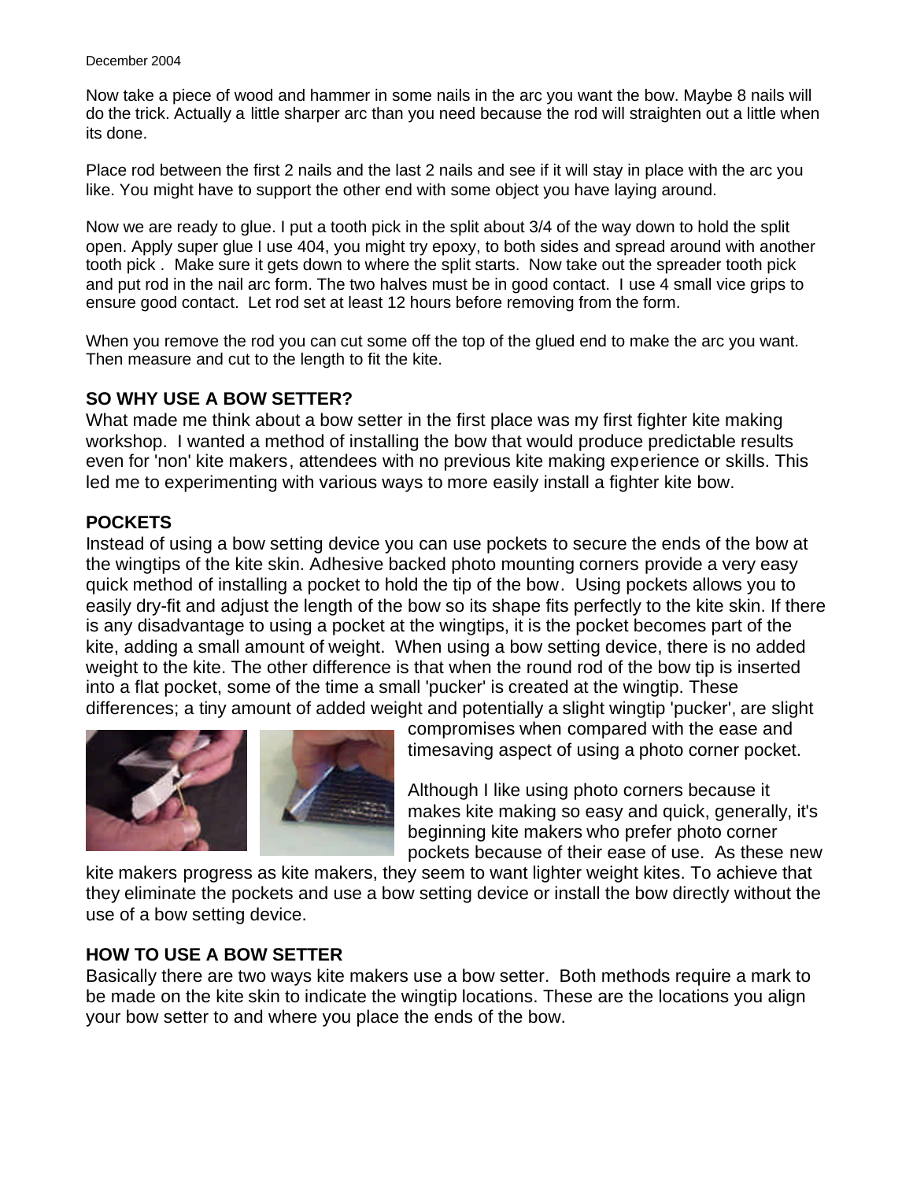Now take a piece of wood and hammer in some nails in the arc you want the bow. Maybe 8 nails will do the trick. Actually a little sharper arc than you need because the rod will straighten out a little when its done.

Place rod between the first 2 nails and the last 2 nails and see if it will stay in place with the arc you like. You might have to support the other end with some object you have laying around.

Now we are ready to glue. I put a tooth pick in the split about 3/4 of the way down to hold the split open. Apply super glue I use 404, you might try epoxy, to both sides and spread around with another tooth pick . Make sure it gets down to where the split starts. Now take out the spreader tooth pick and put rod in the nail arc form. The two halves must be in good contact. I use 4 small vice grips to ensure good contact. Let rod set at least 12 hours before removing from the form.

When you remove the rod you can cut some off the top of the glued end to make the arc you want. Then measure and cut to the length to fit the kite.

## SO WHY USE A BOW SETTER?

What made me think about a bow setter in the first place was my first fighter kite making workshop. I wanted a method of installing the bow that would produce predictable results even for 'non' kite makers, attendees with no previous kite making experience or skills. This led me to experimenting with various ways to more easily install a fighter kite bow.

## POCKETS

Instead of using a bow setting device you can use pockets to secure the ends of the bow at the wingtips of the kite skin. Adhesive backed photo mounting corners provide a very easy quick method of installing a pocket to hold the tip of the bow. Using pockets allows you to easily dry-fit and adjust the length of the bow so its shape fits perfectly to the kite skin. If there is any disadvantage to using a pocket at the wingtips, it is the pocket becomes part of the kite, adding a small amount of weight. When using a bow setting device, there is no added weight to the kite. The other difference is that when the round rod of the bow tip is inserted into a flat pocket, some of the time a small 'pucker' is created at the wingtip. These differences; a tiny amount of added weight and potentially a slight wingtip 'pucker', are slight compromises when compared with the ease and timesaving aspect of using a photo corner pocket.

Although I like using photo corners because it makes kite making so easy and quick, generally, it's beginning kite makers who prefer photo corner pockets because of their ease of use. As these new kite makers progress as kite makers, they seem to want lighter weight kites. To achieve that they eliminate the pockets and use a bow setting device or install the bow directly without the use of a bow setting device.

## HOW TO USE A BOW SETTER

Basically there are two ways kite makers use a bow setter. Both methods require a mark to be made on the kite skin to indicate the wingtip locations. These are the locations you align your bow setter to and where you place the ends of the bow.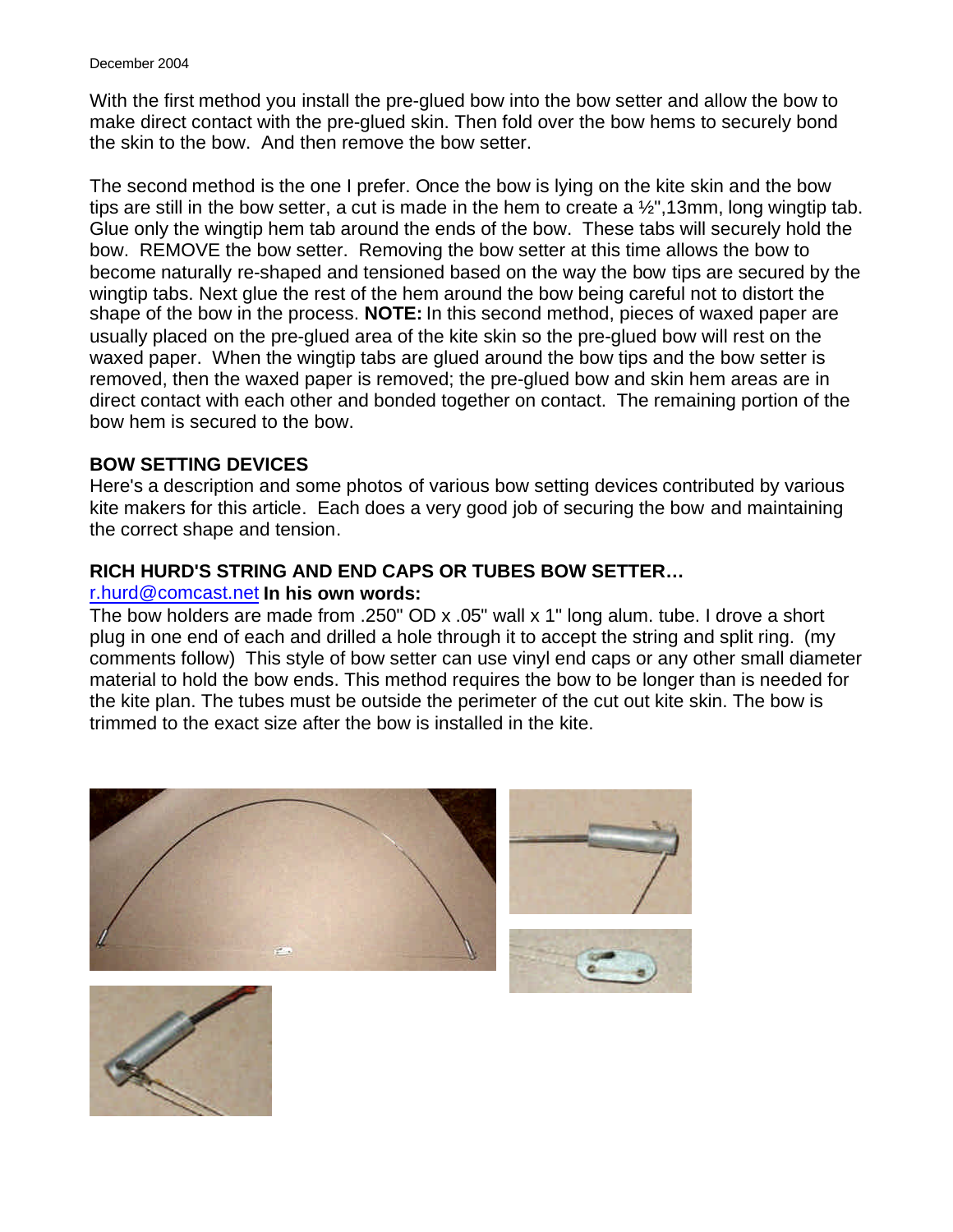With the first method you install the pre-glued bow into the bow setter and allow the bow to make direct contact with the pre-glued skin. Then fold over the bow hems to securely bond the skin to the bow.  And then remove the bow setter.

The second method is the one I prefer. Once the bow is lying on the kite skin and the bow tips are still in the bow setter, a cut is made in the hem to create a ½",13mm, long wingtip tab. Glue only the wingtip hem tab around the ends of the bow.  These tabs will securely hold the bow.  REMOVE the bow setter.  Removing the bow setter at this time allows the bow to become naturally re-shaped and tensioned based on the way the bow tips are secured by the wingtip tabs. Next glue the rest of the hem around the bow being careful not to distort the shape of the bow in the process. **NOTE:** In this second method, pieces of waxed paper are usually placed on the pre-glued area of the kite skin so the pre-glued bow will rest on the waxed paper.  When the wingtip tabs are glued around the bow tips and the bow setter is removed, then the waxed paper is removed; the pre-glued bow and skin hem areas are in direct contact with each other and bonded together on contact.  The remaining portion of the bow hem is secured to the bow.

**BOW SETTING DEVICES**

Here's a description and some photos of various bow setting devices contributed by various kite makers for this article.  Each does a very good job of securing the bow and maintaining the correct shape and tension.

**RICH HURD'S STRING AND END CAPS OR TUBES BOW SETTER…**

[r.hurd@comcast.net](mailto:r.hurd@comcast.net) **In his own words:**

The bow holders are made from .250" OD x .05" wall x 1" long alum. tube. I drove a short plug in one end of each and drilled a hole through it to accept the string and split ring.  (my comments follow)  This style of bow setter can use vinyl end caps or any other small diameter material to hold the bow ends. This method requires the bow to be longer than is needed for the kite plan. The tubes must be outside the perimeter of the cut out kite skin. The bow is trimmed to the exact size after the bow is installed in the kite.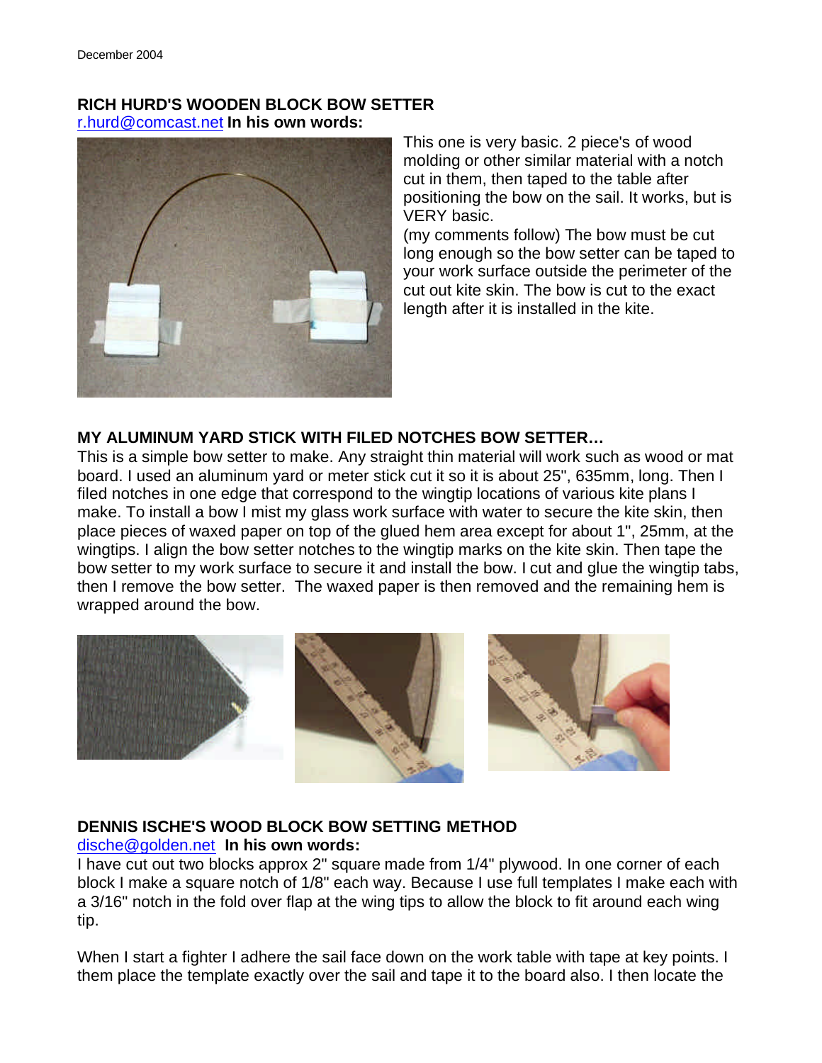December 2004

**RICH HURD'S WOODEN BLOCK BOW SETTER**
r.hurd@comcast.net **In his own words:**

This one is very basic. 2 piece's of wood molding or other similar material with a notch cut in them, then taped to the table after positioning the bow on the sail. It works, but is VERY basic.
(my comments follow) The bow must be cut long enough so the bow setter can be taped to your work surface outside the perimeter of the cut out kite skin. The bow is cut to the exact length after it is installed in the kite.

**MY ALUMINUM YARD STICK WITH FILED NOTCHES BOW SETTER…**
This is a simple bow setter to make. Any straight thin material will work such as wood or mat board. I used an aluminum yard or meter stick cut it so it is about 25", 635mm, long. Then I filed notches in one edge that correspond to the wingtip locations of various kite plans I make. To install a bow I mist my glass work surface with water to secure the kite skin, then place pieces of waxed paper on top of the glued hem area except for about 1", 25mm, at the wingtips. I align the bow setter notches to the wingtip marks on the kite skin. Then tape the bow setter to my work surface to secure it and install the bow. I cut and glue the wingtip tabs, then I remove the bow setter. The waxed paper is then removed and the remaining hem is wrapped around the bow.

**DENNIS ISCHE'S WOOD BLOCK BOW SETTING METHOD**
dische@golden.net **In his own words:**
I have cut out two blocks approx 2" square made from 1/4" plywood. In one corner of each block I make a square notch of 1/8" each way. Because I use full templates I make each with a 3/16" notch in the fold over flap at the wing tips to allow the block to fit around each wing tip.

When I start a fighter I adhere the sail face down on the work table with tape at key points. I them place the template exactly over the sail and tape it to the board also. I then locate the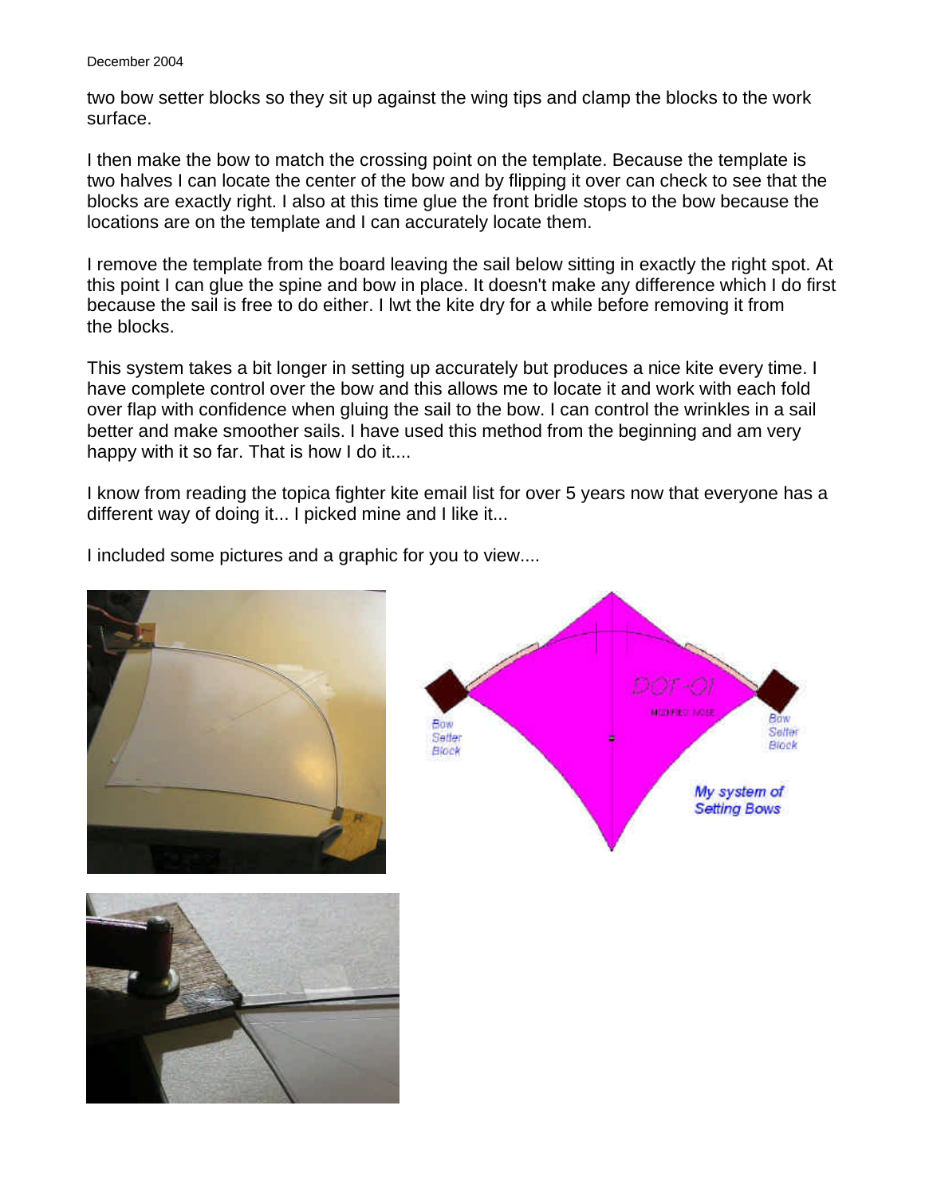two bow setter blocks so they sit up against the wing tips and clamp the blocks to the work surface.

I then make the bow to match the crossing point on the template. Because the template is two halves I can locate the center of the bow and by flipping it over can check to see that the blocks are exactly right. I also at this time glue the front bridle stops to the bow because the locations are on the template and I can accurately locate them.

I remove the template from the board leaving the sail below sitting in exactly the right spot. At this point I can glue the spine and bow in place. It doesn't make any difference which I do first because the sail is free to do either. I lwt the kite dry for a while before removing it from the blocks.

This system takes a bit longer in setting up accurately but produces a nice kite every time. I have complete control over the bow and this allows me to locate it and work with each fold over flap with confidence when gluing the sail to the bow. I can control the wrinkles in a sail better and make smoother sails. I have used this method from the beginning and am very happy with it so far. That is how I do it....

I know from reading the topica fighter kite email list for over 5 years now that everyone has a different way of doing it... I picked mine and I like it...

I included some pictures and a graphic for you to view....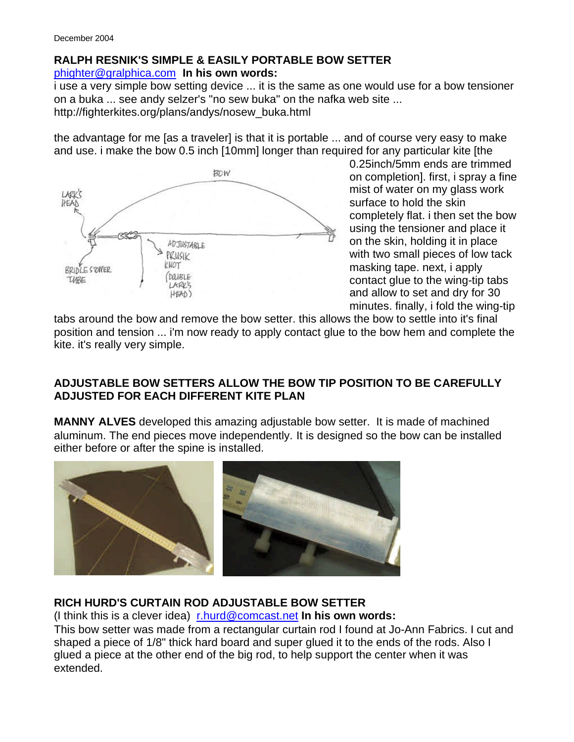December 2004

### RALPH RESNIK'S SIMPLE & EASILY PORTABLE BOW SETTER

phighter@gralphica.com **In his own words:**

i use a very simple bow setting device ... it is the same as one would use for a bow tensioner on a buka ... see andy selzer's "no sew buka" on the nafka web site ... http://fighterkites.org/plans/andys/nosew_buka.html

the advantage for me [as a traveler] is that it is portable ... and of course very easy to make and use. i make the bow 0.5 inch [10mm] longer than required for any particular kite [the 0.25inch/5mm ends are trimmed on completion]. first, i spray a fine mist of water on my glass work surface to hold the skin completely flat. i then set the bow using the tensioner and place it on the skin, holding it in place with two small pieces of low tack masking tape. next, i apply contact glue to the wing-tip tabs and allow to set and dry for 30 minutes. finally, i fold the wing-tip tabs around the bow and remove the bow setter. this allows the bow to settle into it's final position and tension ... i'm now ready to apply contact glue to the bow hem and complete the kite. it's really very simple.

### ADJUSTABLE BOW SETTERS ALLOW THE BOW TIP POSITION TO BE CAREFULLY ADJUSTED FOR EACH DIFFERENT KITE PLAN

**MANNY ALVES** developed this amazing adjustable bow setter. It is made of machined aluminum. The end pieces move independently. It is designed so the bow can be installed either before or after the spine is installed.

### RICH HURD'S CURTAIN ROD ADJUSTABLE BOW SETTER

(I think this is a clever idea) r.hurd@comcast.net **In his own words:**

This bow setter was made from a rectangular curtain rod I found at Jo-Ann Fabrics. I cut and shaped a piece of 1/8" thick hard board and super glued it to the ends of the rods. Also I glued a piece at the other end of the big rod, to help support the center when it was extended.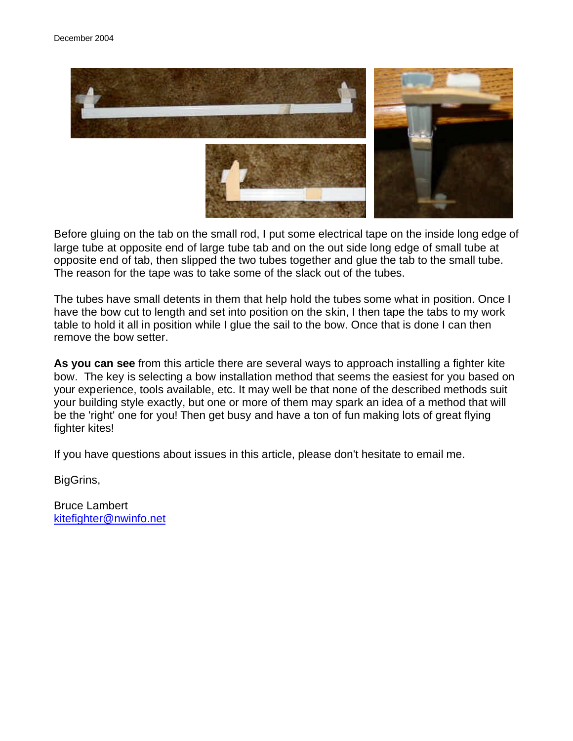Before gluing on the tab on the small rod, I put some electrical tape on the inside long edge of large tube at opposite end of large tube tab and on the out side long edge of small tube at opposite end of tab, then slipped the two tubes together and glue the tab to the small tube. The reason for the tape was to take some of the slack out of the tubes.

The tubes have small detents in them that help hold the tubes some what in position. Once I have the bow cut to length and set into position on the skin, I then tape the tabs to my work table to hold it all in position while I glue the sail to the bow. Once that is done I can then remove the bow setter.

**As you can see** from this article there are several ways to approach installing a fighter kite bow. The key is selecting a bow installation method that seems the easiest for you based on your experience, tools available, etc. It may well be that none of the described methods suit your building style exactly, but one or more of them may spark an idea of a method that will be the 'right' one for you! Then get busy and have a ton of fun making lots of great flying fighter kites!

If you have questions about issues in this article, please don't hesitate to email me.

BigGrins,

Bruce Lambert
kitefighter@nwinfo.net